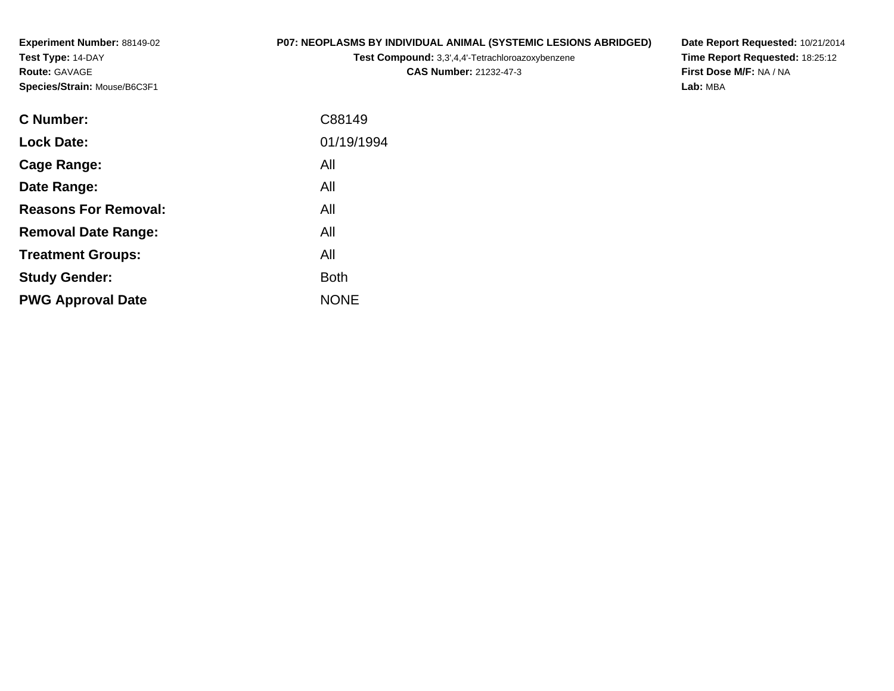**Experiment Number:** 88149-02
**Test Type:** 14-DAY
**Route:** GAVAGE
**Species/Strain:** Mouse/B6C3F1

**P07: NEOPLASMS BY INDIVIDUAL ANIMAL (SYSTEMIC LESIONS ABRIDGED)**
**Test Compound:** 3,3',4,4'-Tetrachloroazoxybenzene
**CAS Number:** 21232-47-3

**Date Report Requested:** 10/21/2014
**Time Report Requested:** 18:25:12
**First Dose M/F:** NA / NA
**Lab:** MBA

| | |
|---|---|
| **C Number:** | C88149 |
| **Lock Date:** | 01/19/1994 |
| **Cage Range:** | All |
| **Date Range:** | All |
| **Reasons For Removal:** | All |
| **Removal Date Range:** | All |
| **Treatment Groups:** | All |
| **Study Gender:** | Both |
| **PWG Approval Date** | NONE |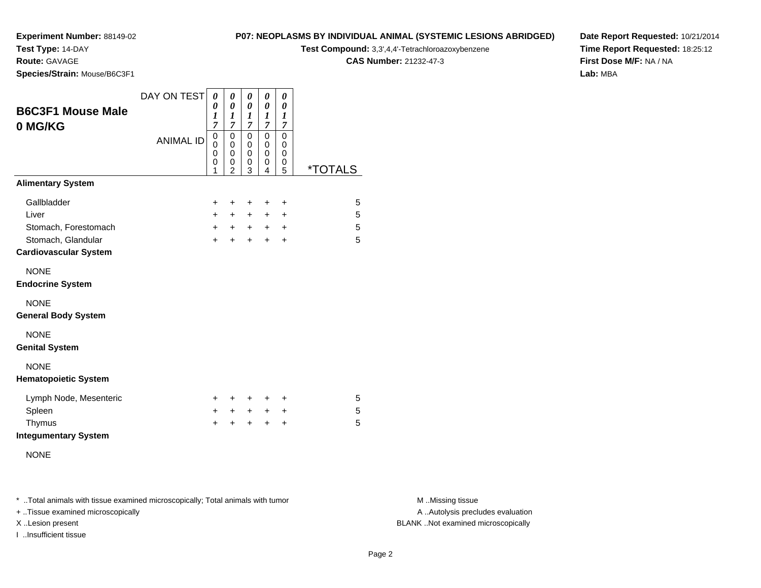**Experiment Number:** 88149-02
**Test Type:** 14-DAY
**Route:** GAVAGE
**Species/Strain:** Mouse/B6C3F1

**P07: NEOPLASMS BY INDIVIDUAL ANIMAL (SYSTEMIC LESIONS ABRIDGED)**
**Test Compound:** 3,3',4,4'-Tetrachloroazoxybenzene
**CAS Number:** 21232-47-3

**Date Report Requested:** 10/21/2014
**Time Report Requested:** 18:25:12
**First Dose M/F:** NA / NA
**Lab:** MBA

## B6C3F1 Mouse Male
## 0 MG/KG

| | DAY ON TEST | 0017 | 0017 | 0017 | 0017 | 0017 | |
|---|---|---|---|---|---|---|---|
| | ANIMAL ID | 00001 | 00002 | 00003 | 00004 | 00005 | *TOTALS |
| **Alimentary System** | | | | | | | |
| Gallbladder | | + | + | + | + | + | 5 |
| Liver | | + | + | + | + | + | 5 |
| Stomach, Forestomach | | + | + | + | + | + | 5 |
| Stomach, Glandular | | + | + | + | + | + | 5 |
| **Cardiovascular System** | | | | | | | |
| NONE | | | | | | | |
| **Endocrine System** | | | | | | | |
| NONE | | | | | | | |
| **General Body System** | | | | | | | |
| NONE | | | | | | | |
| **Genital System** | | | | | | | |
| NONE | | | | | | | |
| **Hematopoietic System** | | | | | | | |
| Lymph Node, Mesenteric | | + | + | + | + | + | 5 |
| Spleen | | + | + | + | + | + | 5 |
| Thymus | | + | + | + | + | + | 5 |
| **Integumentary System** | | | | | | | |
| NONE | | | | | | | |

* ..Total animals with tissue examined microscopically; Total animals with tumor
+ ..Tissue examined microscopically
X ..Lesion present
I ..Insufficient tissue

M ..Missing tissue
A ..Autolysis precludes evaluation
BLANK ..Not examined microscopically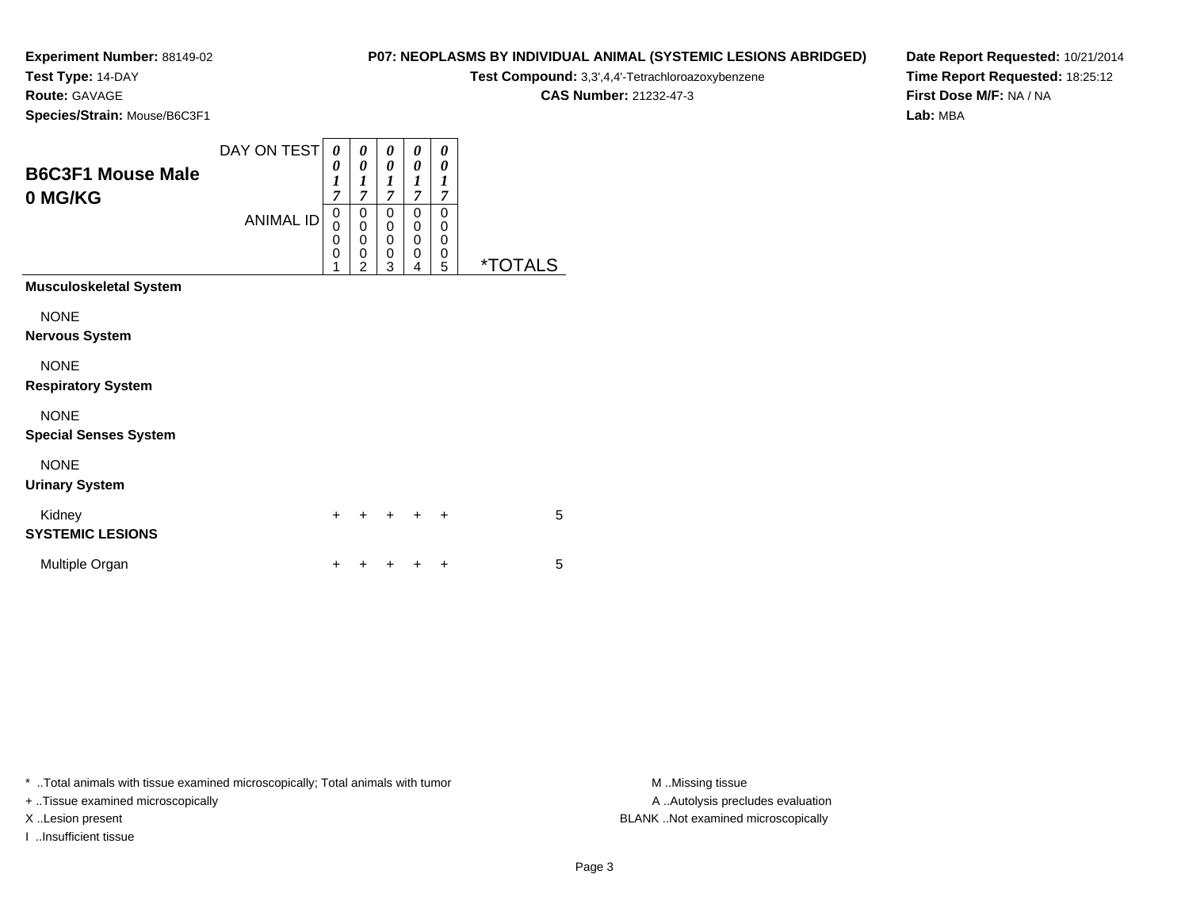**Experiment Number:** 88149-02
**Test Type:** 14-DAY
**Route:** GAVAGE
**Species/Strain:** Mouse/B6C3F1

**P07: NEOPLASMS BY INDIVIDUAL ANIMAL (SYSTEMIC LESIONS ABRIDGED)**
**Test Compound:** 3,3',4,4'-Tetrachloroazoxybenzene
**CAS Number:** 21232-47-3

**Date Report Requested:** 10/21/2014
**Time Report Requested:** 18:25:12
**First Dose M/F:** NA / NA
**Lab:** MBA

## B6C3F1 Mouse Male
## 0 MG/KG

| | | | | | | |
|---|---|---|---|---|---|---|
| DAY ON TEST | 0017 | 0017 | 0017 | 0017 | 0017 | |
| ANIMAL ID | 00001 | 00002 | 00003 | 00004 | 00005 | *TOTALS |
| **Musculoskeletal System** | | | | | | |
| NONE | | | | | | |
| **Nervous System** | | | | | | |
| NONE | | | | | | |
| **Respiratory System** | | | | | | |
| NONE | | | | | | |
| **Special Senses System** | | | | | | |
| NONE | | | | | | |
| **Urinary System** | | | | | | |
| Kidney | + | + | + | + | + | 5 |
| **SYSTEMIC LESIONS** | | | | | | |
| Multiple Organ | + | + | + | + | + | 5 |

* ..Total animals with tissue examined microscopically; Total animals with tumor
+ ..Tissue examined microscopically
X ..Lesion present
I ..Insufficient tissue

M ..Missing tissue
A ..Autolysis precludes evaluation
BLANK ..Not examined microscopically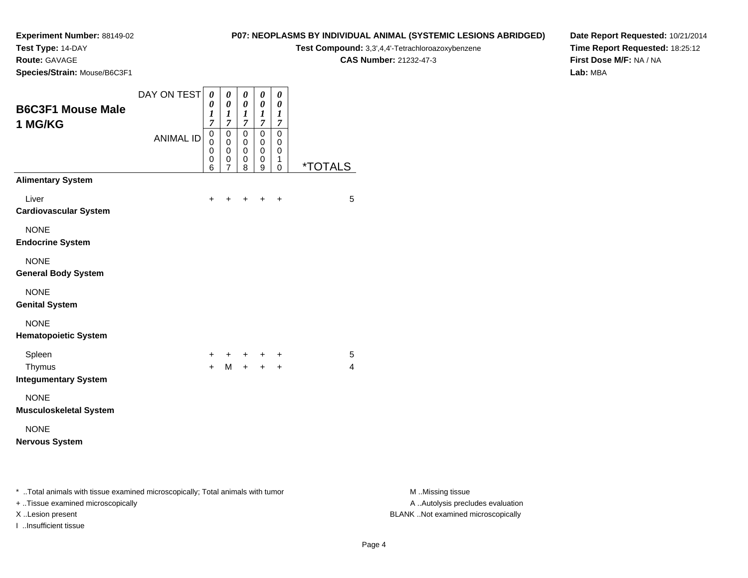**Experiment Number:** 88149-02
**Test Type:** 14-DAY
**Route:** GAVAGE
**Species/Strain:** Mouse/B6C3F1

**P07: NEOPLASMS BY INDIVIDUAL ANIMAL (SYSTEMIC LESIONS ABRIDGED)**
**Test Compound:** 3,3',4,4'-Tetrachloroazoxybenzene
**CAS Number:** 21232-47-3

**Date Report Requested:** 10/21/2014
**Time Report Requested:** 18:25:12
**First Dose M/F:** NA / NA
**Lab:** MBA

## B6C3F1 Mouse Male 1 MG/KG

| DAY ON TEST | 0017 | 0017 | 0017 | 0017 | 0017 | |
|---|---|---|---|---|---|---|
| **ANIMAL ID** | 00006 | 00007 | 00008 | 00009 | 00010 | ***TOTALS** |
| **Alimentary System** | | | | | | |
| Liver | + | + | + | + | + | 5 |
| **Cardiovascular System** | | | | | | |
| NONE | | | | | | |
| **Endocrine System** | | | | | | |
| NONE | | | | | | |
| **General Body System** | | | | | | |
| NONE | | | | | | |
| **Genital System** | | | | | | |
| NONE | | | | | | |
| **Hematopoietic System** | | | | | | |
| Spleen | + | + | + | + | + | 5 |
| Thymus | + | M | + | + | + | 4 |
| **Integumentary System** | | | | | | |
| NONE | | | | | | |
| **Musculoskeletal System** | | | | | | |
| NONE | | | | | | |
| **Nervous System** | | | | | | |

* ..Total animals with tissue examined microscopically; Total animals with tumor
+ ..Tissue examined microscopically
X ..Lesion present
I ..Insufficient tissue

M ..Missing tissue
A ..Autolysis precludes evaluation
BLANK ..Not examined microscopically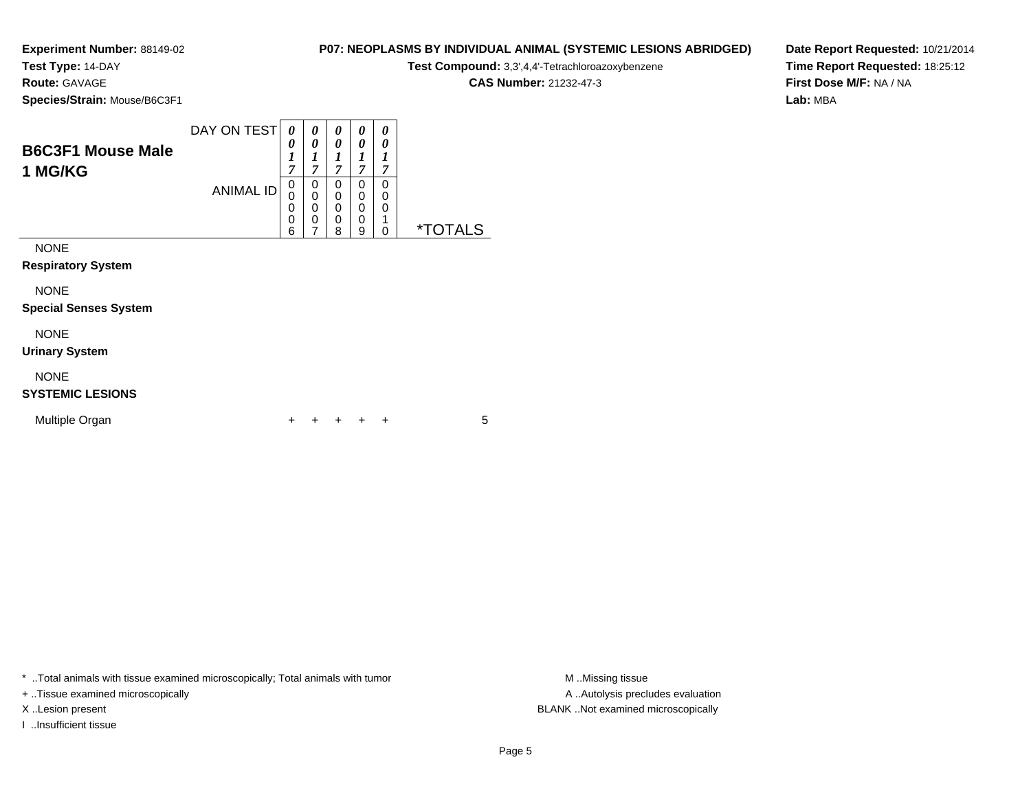**Experiment Number:** 88149-02
**Test Type:** 14-DAY
**Route:** GAVAGE
**Species/Strain:** Mouse/B6C3F1

**P07: NEOPLASMS BY INDIVIDUAL ANIMAL (SYSTEMIC LESIONS ABRIDGED)**
**Test Compound:** 3,3',4,4'-Tetrachloroazoxybenzene
**CAS Number:** 21232-47-3

**Date Report Requested:** 10/21/2014
**Time Report Requested:** 18:25:12
**First Dose M/F:** NA / NA
**Lab:** MBA

## B6C3F1 Mouse Male 1 MG/KG

| DAY ON TEST | 0017 | 0017 | 0017 | 0017 | 0017 | |
|---|---|---|---|---|---|---|
| **ANIMAL ID** | **00006** | **00007** | **00008** | **00009** | **00010** | ***TOTALS** |
| NONE | | | | | | |
| **Respiratory System** | | | | | | |
| NONE | | | | | | |
| **Special Senses System** | | | | | | |
| NONE | | | | | | |
| **Urinary System** | | | | | | |
| NONE | | | | | | |
| **SYSTEMIC LESIONS** | | | | | | |
| Multiple Organ | + | + | + | + | + | 5 |

* ..Total animals with tissue examined microscopically; Total animals with tumor
+ ..Tissue examined microscopically
X ..Lesion present
I ..Insufficient tissue

M ..Missing tissue
A ..Autolysis precludes evaluation
BLANK ..Not examined microscopically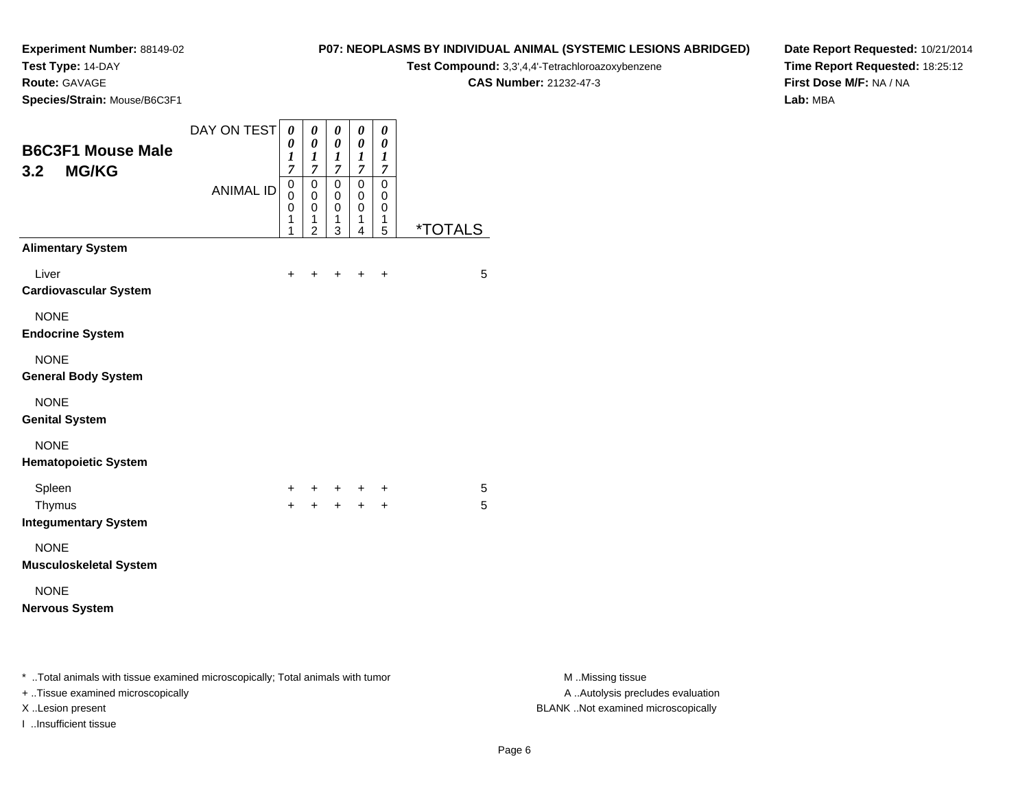**Experiment Number:** 88149-02
**Test Type:** 14-DAY
**Route:** GAVAGE
**Species/Strain:** Mouse/B6C3F1

**P07: NEOPLASMS BY INDIVIDUAL ANIMAL (SYSTEMIC LESIONS ABRIDGED)**
**Test Compound:** 3,3',4,4'-Tetrachloroazoxybenzene
**CAS Number:** 21232-47-3

**Date Report Requested:** 10/21/2014
**Time Report Requested:** 18:25:12
**First Dose M/F:** NA / NA
**Lab:** MBA

## B6C3F1 Mouse Male 3.2 MG/KG

| DAY ON TEST | 0017 | 0017 | 0017 | 0017 | 0017 | |
|---|---|---|---|---|---|---|
| ANIMAL ID | 00011 | 00012 | 00013 | 00014 | 00015 | *TOTALS |
| **Alimentary System** | | | | | | |
| Liver | + | + | + | + | + | 5 |
| **Cardiovascular System** | | | | | | |
| NONE | | | | | | |
| **Endocrine System** | | | | | | |
| NONE | | | | | | |
| **General Body System** | | | | | | |
| NONE | | | | | | |
| **Genital System** | | | | | | |
| NONE | | | | | | |
| **Hematopoietic System** | | | | | | |
| Spleen | + | + | + | + | + | 5 |
| Thymus | + | + | + | + | + | 5 |
| **Integumentary System** | | | | | | |
| NONE | | | | | | |
| **Musculoskeletal System** | | | | | | |
| NONE | | | | | | |
| **Nervous System** | | | | | | |

* ..Total animals with tissue examined microscopically; Total animals with tumor
+ ..Tissue examined microscopically
X ..Lesion present
I ..Insufficient tissue

M ..Missing tissue
A ..Autolysis precludes evaluation
BLANK ..Not examined microscopically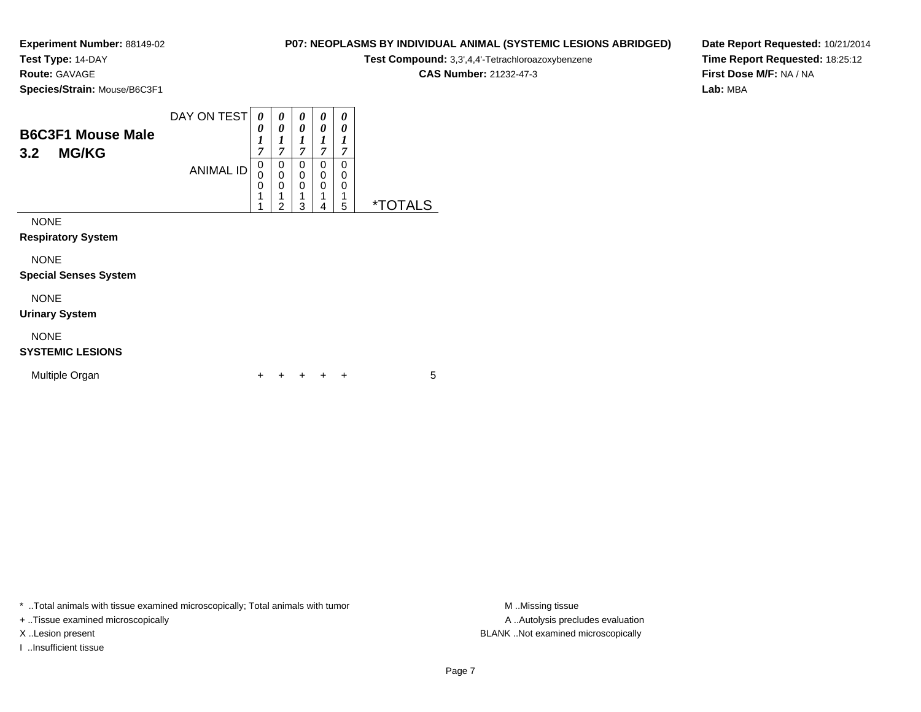**Experiment Number:** 88149-02
**Test Type:** 14-DAY
**Route:** GAVAGE
**Species/Strain:** Mouse/B6C3F1

**P07: NEOPLASMS BY INDIVIDUAL ANIMAL (SYSTEMIC LESIONS ABRIDGED)**
**Test Compound:** 3,3',4,4'-Tetrachloroazoxybenzene
**CAS Number:** 21232-47-3

**Date Report Requested:** 10/21/2014
**Time Report Requested:** 18:25:12
**First Dose M/F:** NA / NA
**Lab:** MBA

## B6C3F1 Mouse Male
## 3.2 MG/KG

| DAY ON TEST | 0017 | 0017 | 0017 | 0017 | 0017 | |
|---|---|---|---|---|---|---|
| ANIMAL ID | 00011 | 00012 | 00013 | 00014 | 00015 | *TOTALS |
| NONE | | | | | | |
| **Respiratory System** | | | | | | |
| NONE | | | | | | |
| **Special Senses System** | | | | | | |
| NONE | | | | | | |
| **Urinary System** | | | | | | |
| NONE | | | | | | |
| **SYSTEMIC LESIONS** | | | | | | |
| Multiple Organ | + | + | + | + | + | 5 |

\* ..Total animals with tissue examined microscopically; Total animals with tumor
+ ..Tissue examined microscopically
X ..Lesion present
I ..Insufficient tissue

M ..Missing tissue
A ..Autolysis precludes evaluation
BLANK ..Not examined microscopically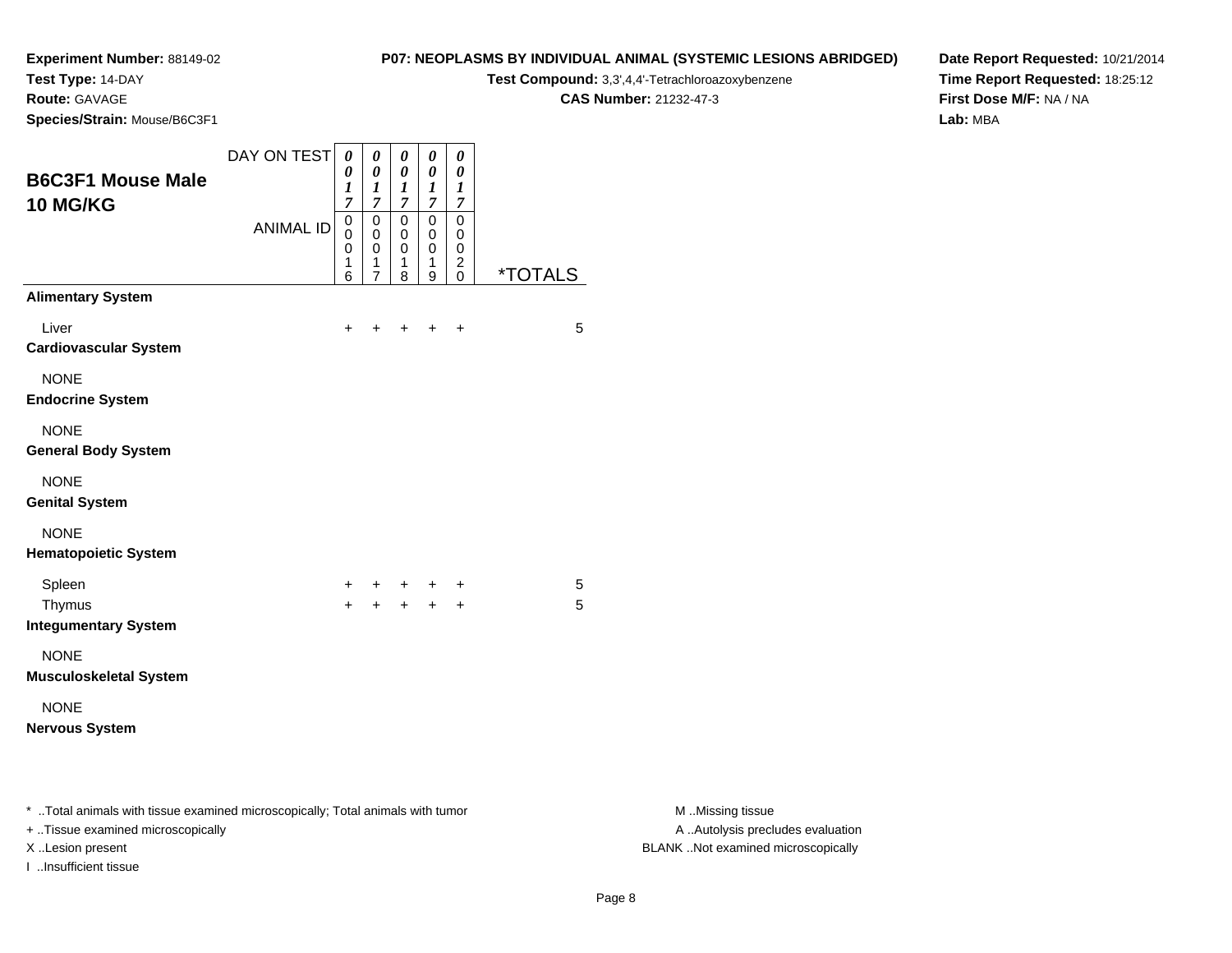**Experiment Number:** 88149-02
**Test Type:** 14-DAY
**Route:** GAVAGE
**Species/Strain:** Mouse/B6C3F1

**P07: NEOPLASMS BY INDIVIDUAL ANIMAL (SYSTEMIC LESIONS ABRIDGED)**
**Test Compound:** 3,3',4,4'-Tetrachloroazoxybenzene
**CAS Number:** 21232-47-3

**Date Report Requested:** 10/21/2014
**Time Report Requested:** 18:25:12
**First Dose M/F:** NA / NA
**Lab:** MBA

## B6C3F1 Mouse Male 10 MG/KG

| DAY ON TEST | 0017 | 0017 | 0017 | 0017 | 0017 | |
|---|---|---|---|---|---|---|
| ANIMAL ID | 00016 | 00017 | 00018 | 00019 | 00020 | *TOTALS |
| **Alimentary System** | | | | | | |
| Liver | + | + | + | + | + | 5 |
| **Cardiovascular System** | | | | | | |
| NONE | | | | | | |
| **Endocrine System** | | | | | | |
| NONE | | | | | | |
| **General Body System** | | | | | | |
| NONE | | | | | | |
| **Genital System** | | | | | | |
| NONE | | | | | | |
| **Hematopoietic System** | | | | | | |
| Spleen | + | + | + | + | + | 5 |
| Thymus | + | + | + | + | + | 5 |
| **Integumentary System** | | | | | | |
| NONE | | | | | | |
| **Musculoskeletal System** | | | | | | |
| NONE | | | | | | |
| **Nervous System** | | | | | | |

* ..Total animals with tissue examined microscopically; Total animals with tumor
+ ..Tissue examined microscopically
X ..Lesion present
I ..Insufficient tissue

M ..Missing tissue
A ..Autolysis precludes evaluation
BLANK ..Not examined microscopically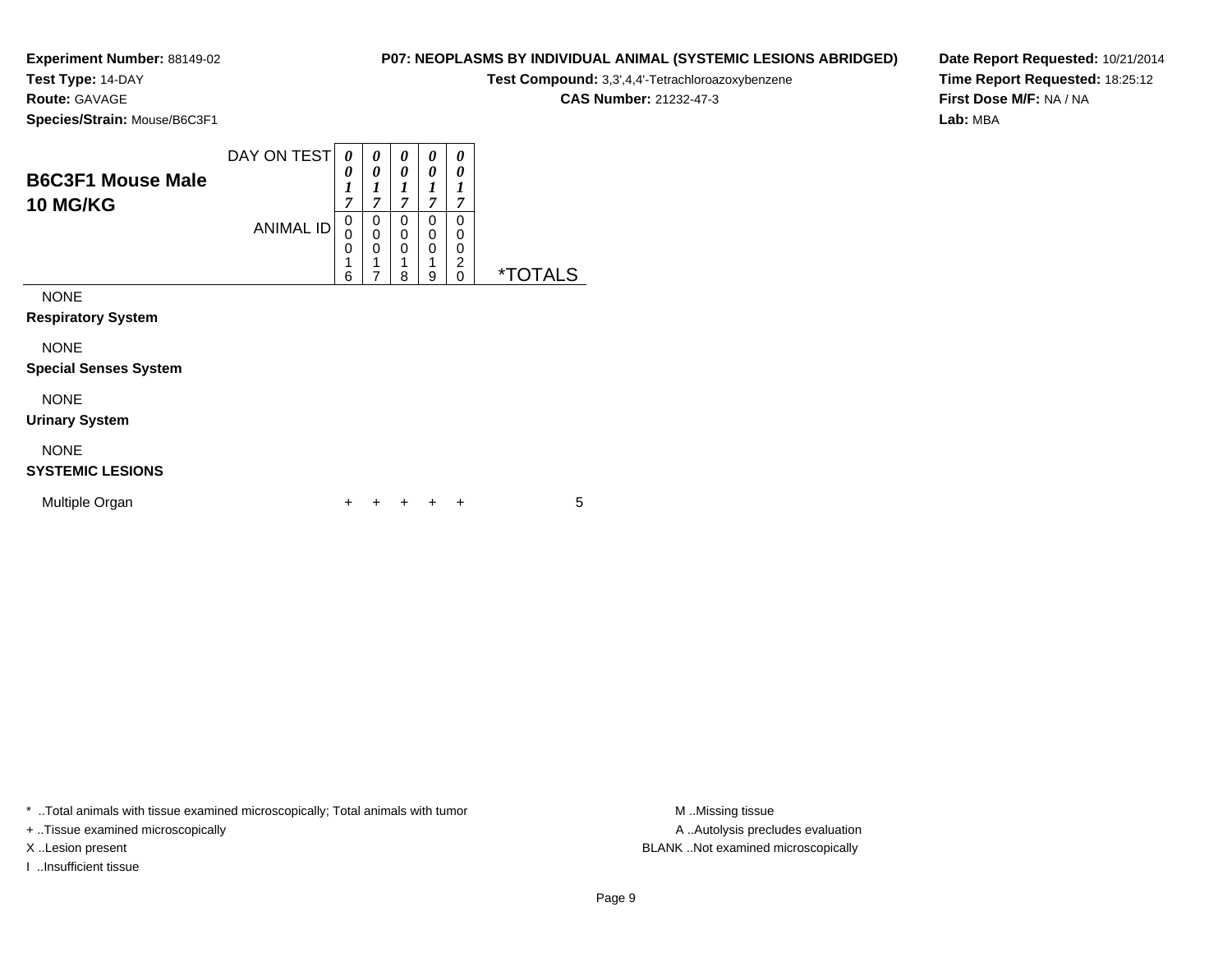**Experiment Number:** 88149-02
**Test Type:** 14-DAY
**Route:** GAVAGE
**Species/Strain:** Mouse/B6C3F1

**P07: NEOPLASMS BY INDIVIDUAL ANIMAL (SYSTEMIC LESIONS ABRIDGED)**
**Test Compound:** 3,3',4,4'-Tetrachloroazoxybenzene
**CAS Number:** 21232-47-3

**Date Report Requested:** 10/21/2014
**Time Report Requested:** 18:25:12
**First Dose M/F:** NA / NA
**Lab:** MBA

## B6C3F1 Mouse Male 10 MG/KG

| DAY ON TEST | 0017 | 0017 | 0017 | 0017 | 0017 | |
|---|---|---|---|---|---|---|
| ANIMAL ID | 00016 | 00017 | 00018 | 00019 | 00020 | *TOTALS |
| NONE | | | | | | |
| **Respiratory System** | | | | | | |
| NONE | | | | | | |
| **Special Senses System** | | | | | | |
| NONE | | | | | | |
| **Urinary System** | | | | | | |
| NONE | | | | | | |
| **SYSTEMIC LESIONS** | | | | | | |
| Multiple Organ | + | + | + | + | + | 5 |

* ..Total animals with tissue examined microscopically; Total animals with tumor
+ ..Tissue examined microscopically
X ..Lesion present
I ..Insufficient tissue

M ..Missing tissue
A ..Autolysis precludes evaluation
BLANK ..Not examined microscopically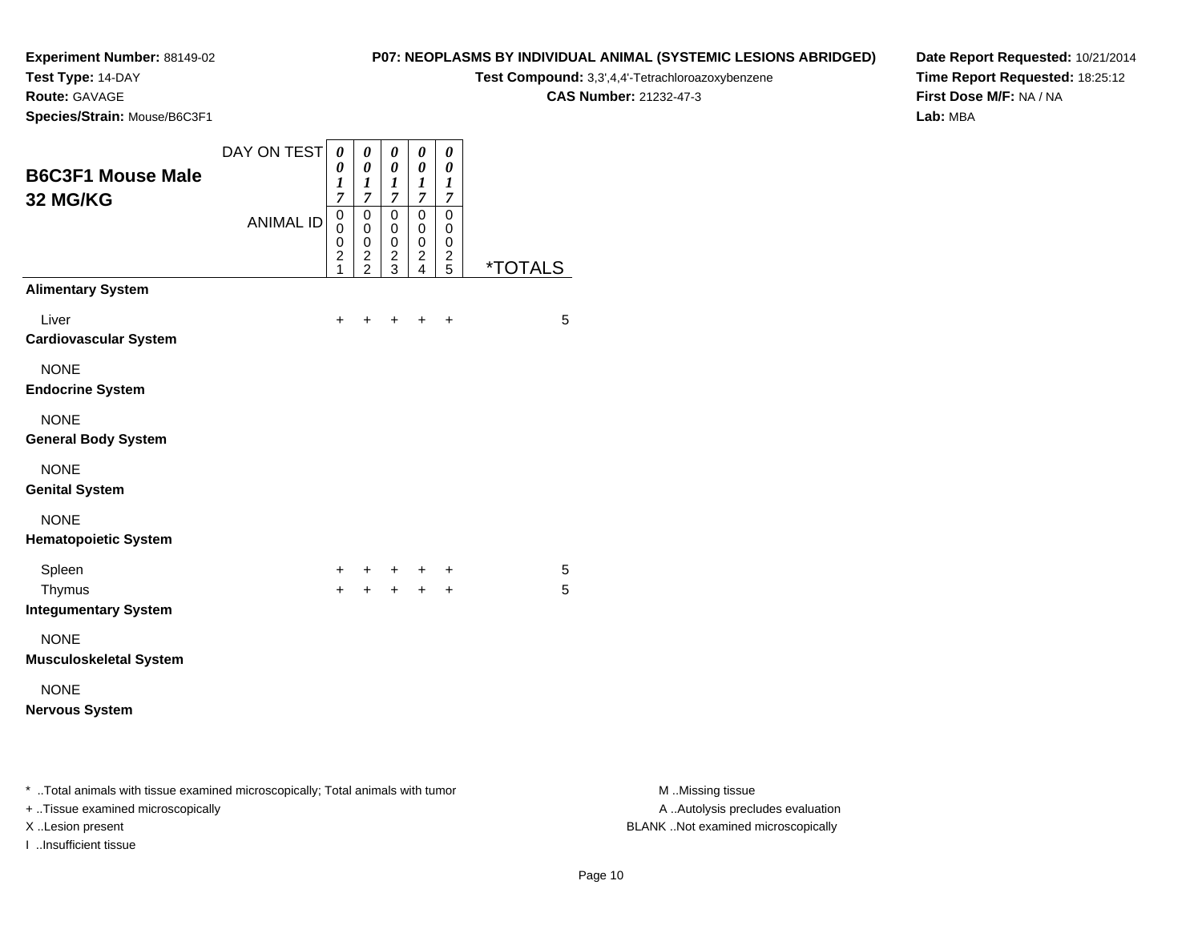**Experiment Number:** 88149-02
**Test Type:** 14-DAY
**Route:** GAVAGE
**Species/Strain:** Mouse/B6C3F1

**P07: NEOPLASMS BY INDIVIDUAL ANIMAL (SYSTEMIC LESIONS ABRIDGED)**
**Test Compound:** 3,3',4,4'-Tetrachloroazoxybenzene
**CAS Number:** 21232-47-3

**Date Report Requested:** 10/21/2014
**Time Report Requested:** 18:25:12
**First Dose M/F:** NA / NA
**Lab:** MBA

## B6C3F1 Mouse Male 32 MG/KG

| DAY ON TEST | 0017 | 0017 | 0017 | 0017 | 0017 | |
|---|---|---|---|---|---|---|
| ANIMAL ID | 00021 | 00022 | 00023 | 00024 | 00025 | *TOTALS |
| **Alimentary System** | | | | | | |
| Liver | + | + | + | + | + | 5 |
| **Cardiovascular System** | | | | | | |
| NONE | | | | | | |
| **Endocrine System** | | | | | | |
| NONE | | | | | | |
| **General Body System** | | | | | | |
| NONE | | | | | | |
| **Genital System** | | | | | | |
| NONE | | | | | | |
| **Hematopoietic System** | | | | | | |
| Spleen | + | + | + | + | + | 5 |
| Thymus | + | + | + | + | + | 5 |
| **Integumentary System** | | | | | | |
| NONE | | | | | | |
| **Musculoskeletal System** | | | | | | |
| NONE | | | | | | |
| **Nervous System** | | | | | | |

* ..Total animals with tissue examined microscopically; Total animals with tumor
+ ..Tissue examined microscopically
X ..Lesion present
I ..Insufficient tissue

M ..Missing tissue
A ..Autolysis precludes evaluation
BLANK ..Not examined microscopically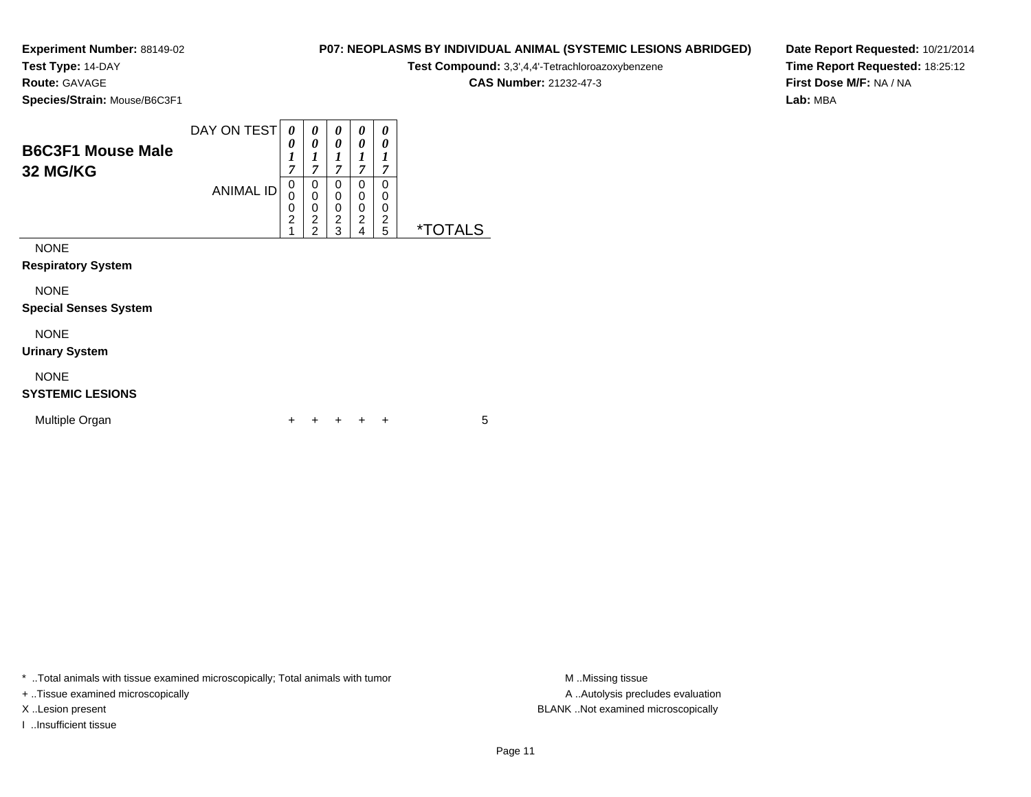**Experiment Number:** 88149-02
**Test Type:** 14-DAY
**Route:** GAVAGE
**Species/Strain:** Mouse/B6C3F1

**P07: NEOPLASMS BY INDIVIDUAL ANIMAL (SYSTEMIC LESIONS ABRIDGED)**
**Test Compound:** 3,3',4,4'-Tetrachloroazoxybenzene
**CAS Number:** 21232-47-3

**Date Report Requested:** 10/21/2014
**Time Report Requested:** 18:25:12
**First Dose M/F:** NA / NA
**Lab:** MBA

## B6C3F1 Mouse Male 32 MG/KG

| | | | | | | |
|---|---|---|---|---|---|---|
| DAY ON TEST | 0017 | 0017 | 0017 | 0017 | 0017 | |
| ANIMAL ID | 00021 | 00022 | 00023 | 00024 | 00025 | *TOTALS |
| NONE | | | | | | |
| **Respiratory System** | | | | | | |
| NONE | | | | | | |
| **Special Senses System** | | | | | | |
| NONE | | | | | | |
| **Urinary System** | | | | | | |
| NONE | | | | | | |
| **SYSTEMIC LESIONS** | | | | | | |
| Multiple Organ | + | + | + | + | + | 5 |

* ..Total animals with tissue examined microscopically; Total animals with tumor
+ ..Tissue examined microscopically
X ..Lesion present
I ..Insufficient tissue

M ..Missing tissue
A ..Autolysis precludes evaluation
BLANK ..Not examined microscopically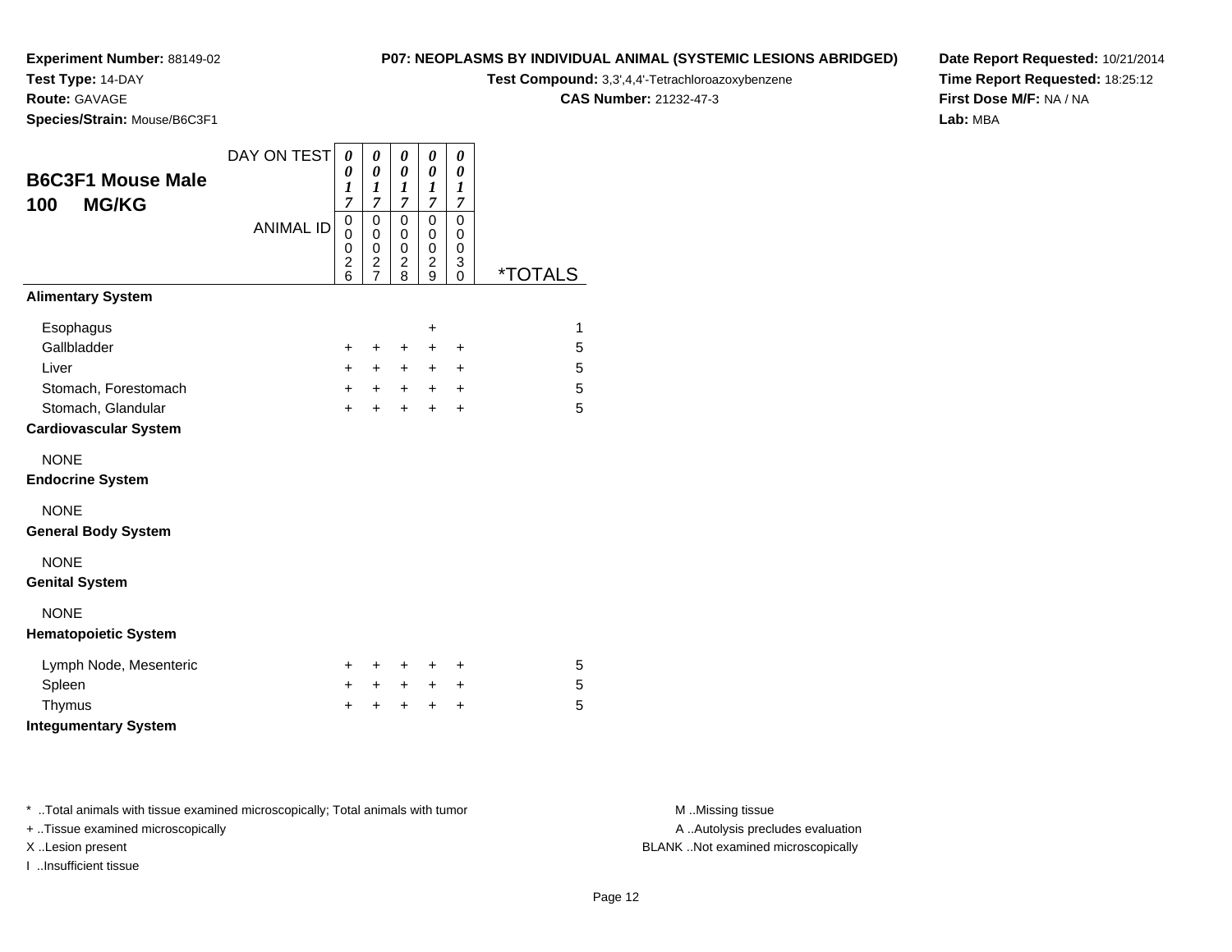**Experiment Number:** 88149-02
**Test Type:** 14-DAY
**Route:** GAVAGE
**Species/Strain:** Mouse/B6C3F1

**P07: NEOPLASMS BY INDIVIDUAL ANIMAL (SYSTEMIC LESIONS ABRIDGED)**
**Test Compound:** 3,3',4,4'-Tetrachloroazoxybenzene
**CAS Number:** 21232-47-3

**Date Report Requested:** 10/21/2014
**Time Report Requested:** 18:25:12
**First Dose M/F:** NA / NA
**Lab:** MBA

## B6C3F1 Mouse Male
## 100 MG/KG

| DAY ON TEST | 0017 | 0017 | 0017 | 0017 | 0017 | |
|---|---|---|---|---|---|---|
| ANIMAL ID | 00026 | 00027 | 00028 | 00029 | 00030 | *TOTALS |
| **Alimentary System** | | | | | | |
| Esophagus | | | | + | | 1 |
| Gallbladder | + | + | + | + | + | 5 |
| Liver | + | + | + | + | + | 5 |
| Stomach, Forestomach | + | + | + | + | + | 5 |
| Stomach, Glandular | + | + | + | + | + | 5 |
| **Cardiovascular System** | | | | | | |
| NONE | | | | | | |
| **Endocrine System** | | | | | | |
| NONE | | | | | | |
| **General Body System** | | | | | | |
| NONE | | | | | | |
| **Genital System** | | | | | | |
| NONE | | | | | | |
| **Hematopoietic System** | | | | | | |
| Lymph Node, Mesenteric | + | + | + | + | + | 5 |
| Spleen | + | + | + | + | + | 5 |
| Thymus | + | + | + | + | + | 5 |
| **Integumentary System** | | | | | | |

* ..Total animals with tissue examined microscopically; Total animals with tumor
+ ..Tissue examined microscopically
X ..Lesion present
I ..Insufficient tissue

M ..Missing tissue
A ..Autolysis precludes evaluation
BLANK ..Not examined microscopically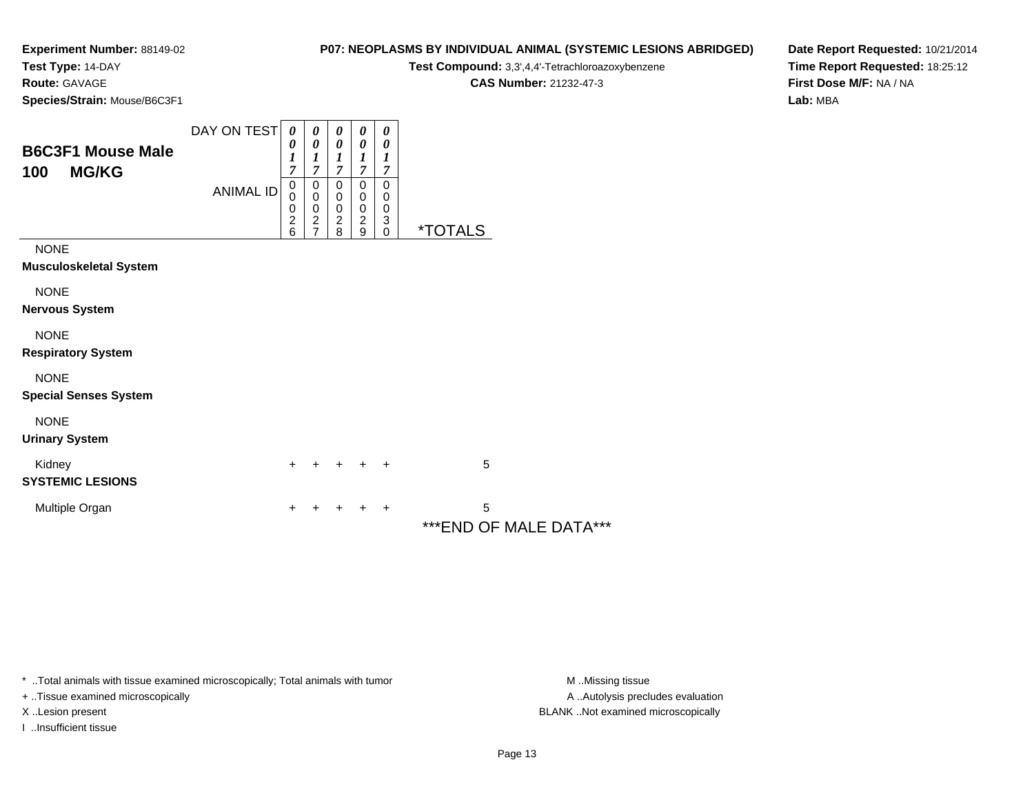**Experiment Number:** 88149-02
**Test Type:** 14-DAY
**Route:** GAVAGE
**Species/Strain:** Mouse/B6C3F1

**P07: NEOPLASMS BY INDIVIDUAL ANIMAL (SYSTEMIC LESIONS ABRIDGED)**
**Test Compound:** 3,3',4,4'-Tetrachloroazoxybenzene
**CAS Number:** 21232-47-3

**Date Report Requested:** 10/21/2014
**Time Report Requested:** 18:25:12
**First Dose M/F:** NA / NA
**Lab:** MBA

## B6C3F1 Mouse Male
## 100 MG/KG

| DAY ON TEST | 0017 | 0017 | 0017 | 0017 | 0017 | |
|---|---|---|---|---|---|---|
| ANIMAL ID | 00026 | 00027 | 00028 | 00029 | 00030 | *TOTALS |
| NONE | | | | | | |
| **Musculoskeletal System** | | | | | | |
| NONE | | | | | | |
| **Nervous System** | | | | | | |
| NONE | | | | | | |
| **Respiratory System** | | | | | | |
| NONE | | | | | | |
| **Special Senses System** | | | | | | |
| NONE | | | | | | |
| **Urinary System** | | | | | | |
| Kidney | + | + | + | + | + | 5 |
| **SYSTEMIC LESIONS** | | | | | | |
| Multiple Organ | + | + | + | + | + | 5 |

***END OF MALE DATA***

* ..Total animals with tissue examined microscopically; Total animals with tumor
+ ..Tissue examined microscopically
X ..Lesion present
I ..Insufficient tissue

M ..Missing tissue
A ..Autolysis precludes evaluation
BLANK ..Not examined microscopically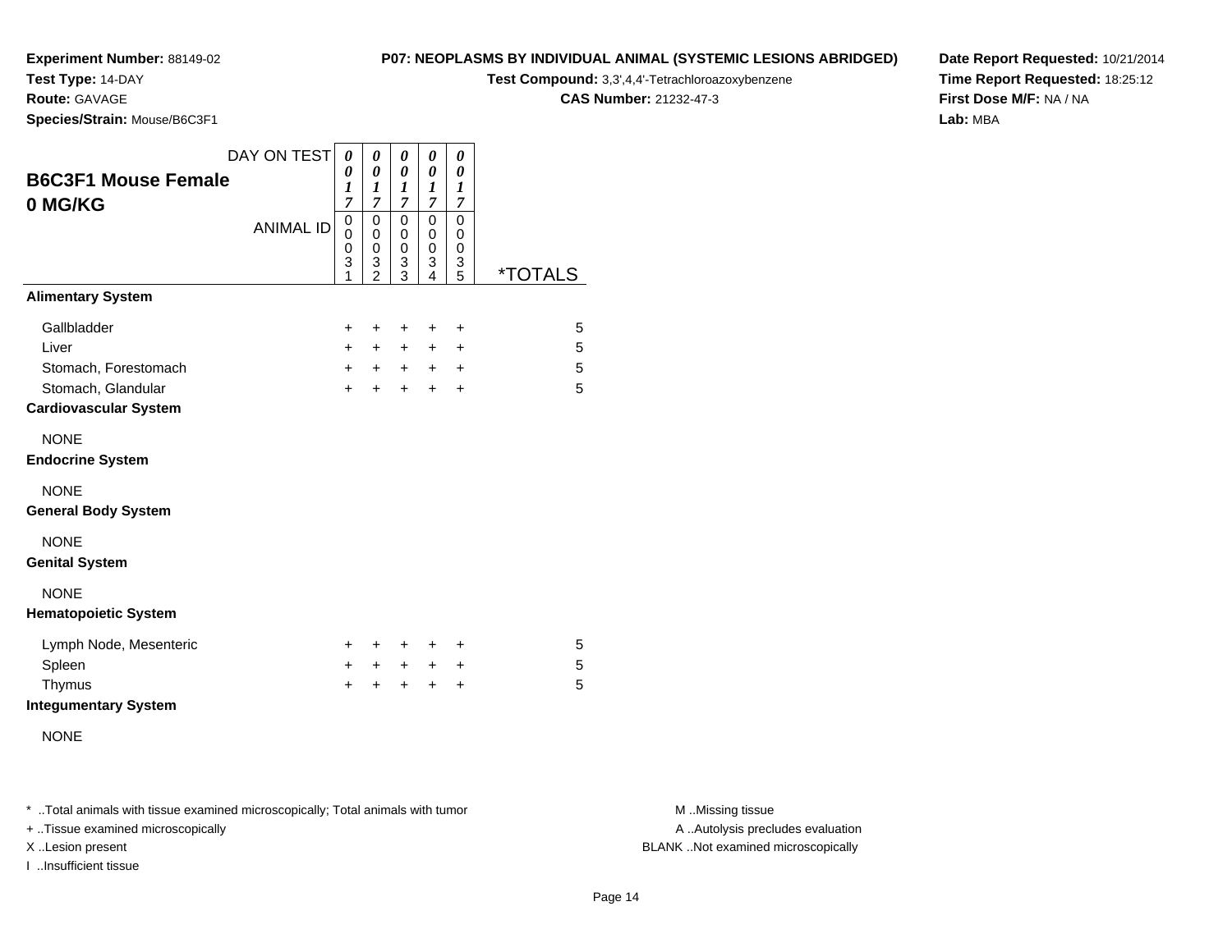**Experiment Number:** 88149-02
**Test Type:** 14-DAY
**Route:** GAVAGE
**Species/Strain:** Mouse/B6C3F1

**P07: NEOPLASMS BY INDIVIDUAL ANIMAL (SYSTEMIC LESIONS ABRIDGED)**
**Test Compound:** 3,3',4,4'-Tetrachloroazoxybenzene
**CAS Number:** 21232-47-3

**Date Report Requested:** 10/21/2014
**Time Report Requested:** 18:25:12
**First Dose M/F:** NA / NA
**Lab:** MBA

## B6C3F1 Mouse Female 0 MG/KG

| DAY ON TEST | 0017 | 0017 | 0017 | 0017 | 0017 | |
|---|---|---|---|---|---|---|
| ANIMAL ID | 00031 | 00032 | 00033 | 00034 | 00035 | *TOTALS |
| **Alimentary System** | | | | | | |
| Gallbladder | + | + | + | + | + | 5 |
| Liver | + | + | + | + | + | 5 |
| Stomach, Forestomach | + | + | + | + | + | 5 |
| Stomach, Glandular | + | + | + | + | + | 5 |
| **Cardiovascular System** | | | | | | |
| NONE | | | | | | |
| **Endocrine System** | | | | | | |
| NONE | | | | | | |
| **General Body System** | | | | | | |
| NONE | | | | | | |
| **Genital System** | | | | | | |
| NONE | | | | | | |
| **Hematopoietic System** | | | | | | |
| Lymph Node, Mesenteric | + | + | + | + | + | 5 |
| Spleen | + | + | + | + | + | 5 |
| Thymus | + | + | + | + | + | 5 |
| **Integumentary System** | | | | | | |
| NONE | | | | | | |

* ..Total animals with tissue examined microscopically; Total animals with tumor
+ ..Tissue examined microscopically
X ..Lesion present
I ..Insufficient tissue

M ..Missing tissue
A ..Autolysis precludes evaluation
BLANK ..Not examined microscopically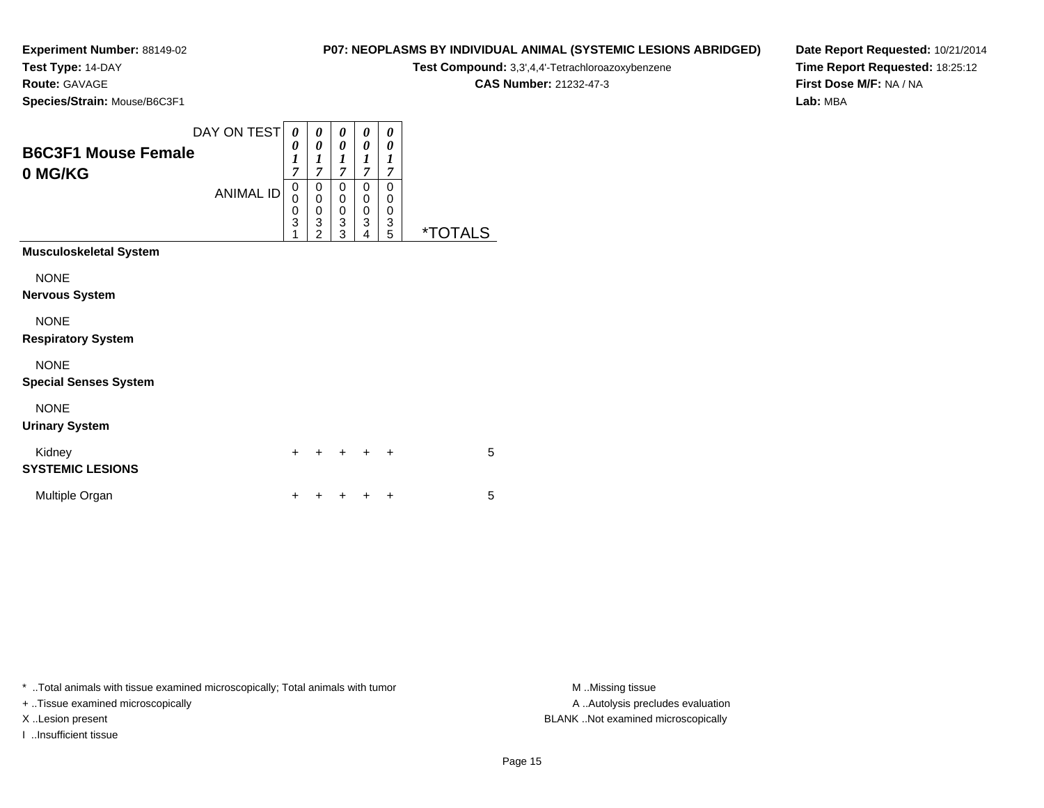**Experiment Number:** 88149-02
**Test Type:** 14-DAY
**Route:** GAVAGE
**Species/Strain:** Mouse/B6C3F1

**P07: NEOPLASMS BY INDIVIDUAL ANIMAL (SYSTEMIC LESIONS ABRIDGED)**
**Test Compound:** 3,3',4,4'-Tetrachloroazoxybenzene
**CAS Number:** 21232-47-3

**Date Report Requested:** 10/21/2014
**Time Report Requested:** 18:25:12
**First Dose M/F:** NA / NA
**Lab:** MBA

| B6C3F1 Mouse Female 0 MG/KG | | | | | | |
|---|---|---|---|---|---|---|
| DAY ON TEST | 0017 | 0017 | 0017 | 0017 | 0017 | |
| ANIMAL ID | 00031 | 00032 | 00033 | 00034 | 00035 | *TOTALS |
| **Musculoskeletal System** | | | | | | |
| NONE | | | | | | |
| **Nervous System** | | | | | | |
| NONE | | | | | | |
| **Respiratory System** | | | | | | |
| NONE | | | | | | |
| **Special Senses System** | | | | | | |
| NONE | | | | | | |
| **Urinary System** | | | | | | |
| Kidney | + | + | + | + | + | 5 |
| **SYSTEMIC LESIONS** | | | | | | |
| Multiple Organ | + | + | + | + | + | 5 |

* ..Total animals with tissue examined microscopically; Total animals with tumor
+ ..Tissue examined microscopically
X ..Lesion present
I ..Insufficient tissue

M ..Missing tissue
A ..Autolysis precludes evaluation
BLANK ..Not examined microscopically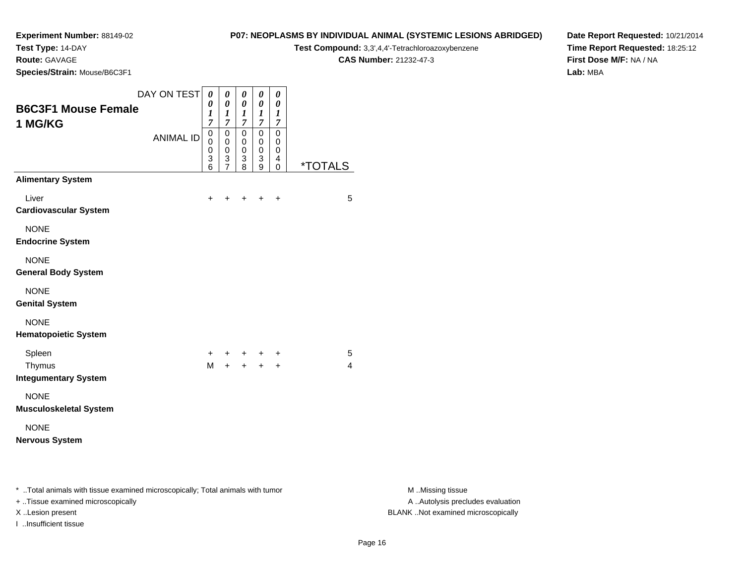**Experiment Number:** 88149-02
**Test Type:** 14-DAY
**Route:** GAVAGE
**Species/Strain:** Mouse/B6C3F1

**P07: NEOPLASMS BY INDIVIDUAL ANIMAL (SYSTEMIC LESIONS ABRIDGED)**
**Test Compound:** 3,3',4,4'-Tetrachloroazoxybenzene
**CAS Number:** 21232-47-3

**Date Report Requested:** 10/21/2014
**Time Report Requested:** 18:25:12
**First Dose M/F:** NA / NA
**Lab:** MBA

## B6C3F1 Mouse Female 1 MG/KG

| DAY ON TEST | 0017 | 0017 | 0017 | 0017 | 0017 | |
|---|---|---|---|---|---|---|
| ANIMAL ID | 00036 | 00037 | 00038 | 00039 | 00040 | *TOTALS |
| **Alimentary System** | | | | | | |
| Liver | + | + | + | + | + | 5 |
| **Cardiovascular System** | | | | | | |
| NONE | | | | | | |
| **Endocrine System** | | | | | | |
| NONE | | | | | | |
| **General Body System** | | | | | | |
| NONE | | | | | | |
| **Genital System** | | | | | | |
| NONE | | | | | | |
| **Hematopoietic System** | | | | | | |
| Spleen | + | + | + | + | + | 5 |
| Thymus | M | + | + | + | + | 4 |
| **Integumentary System** | | | | | | |
| NONE | | | | | | |
| **Musculoskeletal System** | | | | | | |
| NONE | | | | | | |
| **Nervous System** | | | | | | |

* ..Total animals with tissue examined microscopically; Total animals with tumor
+ ..Tissue examined microscopically
X ..Lesion present
I ..Insufficient tissue

M ..Missing tissue
A ..Autolysis precludes evaluation
BLANK ..Not examined microscopically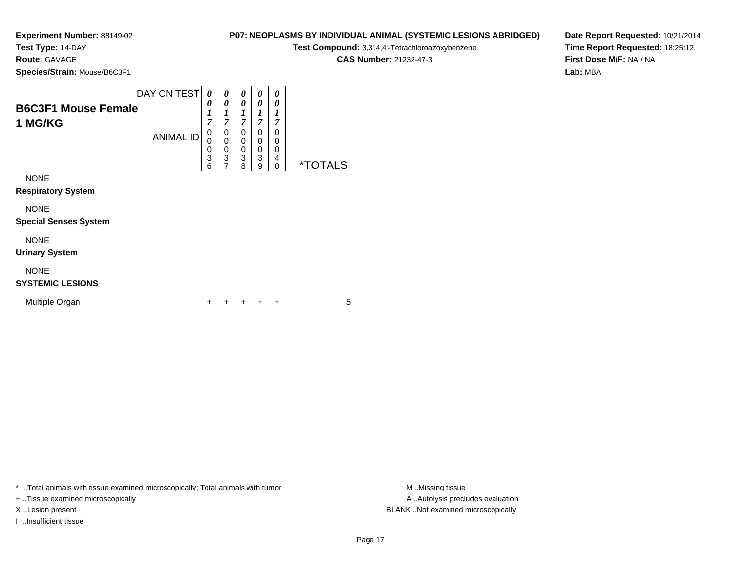**Experiment Number:** 88149-02
**Test Type:** 14-DAY
**Route:** GAVAGE
**Species/Strain:** Mouse/B6C3F1

**P07: NEOPLASMS BY INDIVIDUAL ANIMAL (SYSTEMIC LESIONS ABRIDGED)**
**Test Compound:** 3,3',4,4'-Tetrachloroazoxybenzene
**CAS Number:** 21232-47-3

**Date Report Requested:** 10/21/2014
**Time Report Requested:** 18:25:12
**First Dose M/F:** NA / NA
**Lab:** MBA

## B6C3F1 Mouse Female 1 MG/KG

| DAY ON TEST | 0017 | 0017 | 0017 | 0017 | 0017 | |
|---|---|---|---|---|---|---|
| **ANIMAL ID** | 00036 | 00037 | 00038 | 00039 | 00040 | ***TOTALS** |
| NONE | | | | | | |
| **Respiratory System** | | | | | | |
| NONE | | | | | | |
| **Special Senses System** | | | | | | |
| NONE | | | | | | |
| **Urinary System** | | | | | | |
| NONE | | | | | | |
| **SYSTEMIC LESIONS** | | | | | | |
| Multiple Organ | + | + | + | + | + | 5 |

* ..Total animals with tissue examined microscopically; Total animals with tumor
+ ..Tissue examined microscopically
X ..Lesion present
I ..Insufficient tissue

M ..Missing tissue
A ..Autolysis precludes evaluation
BLANK ..Not examined microscopically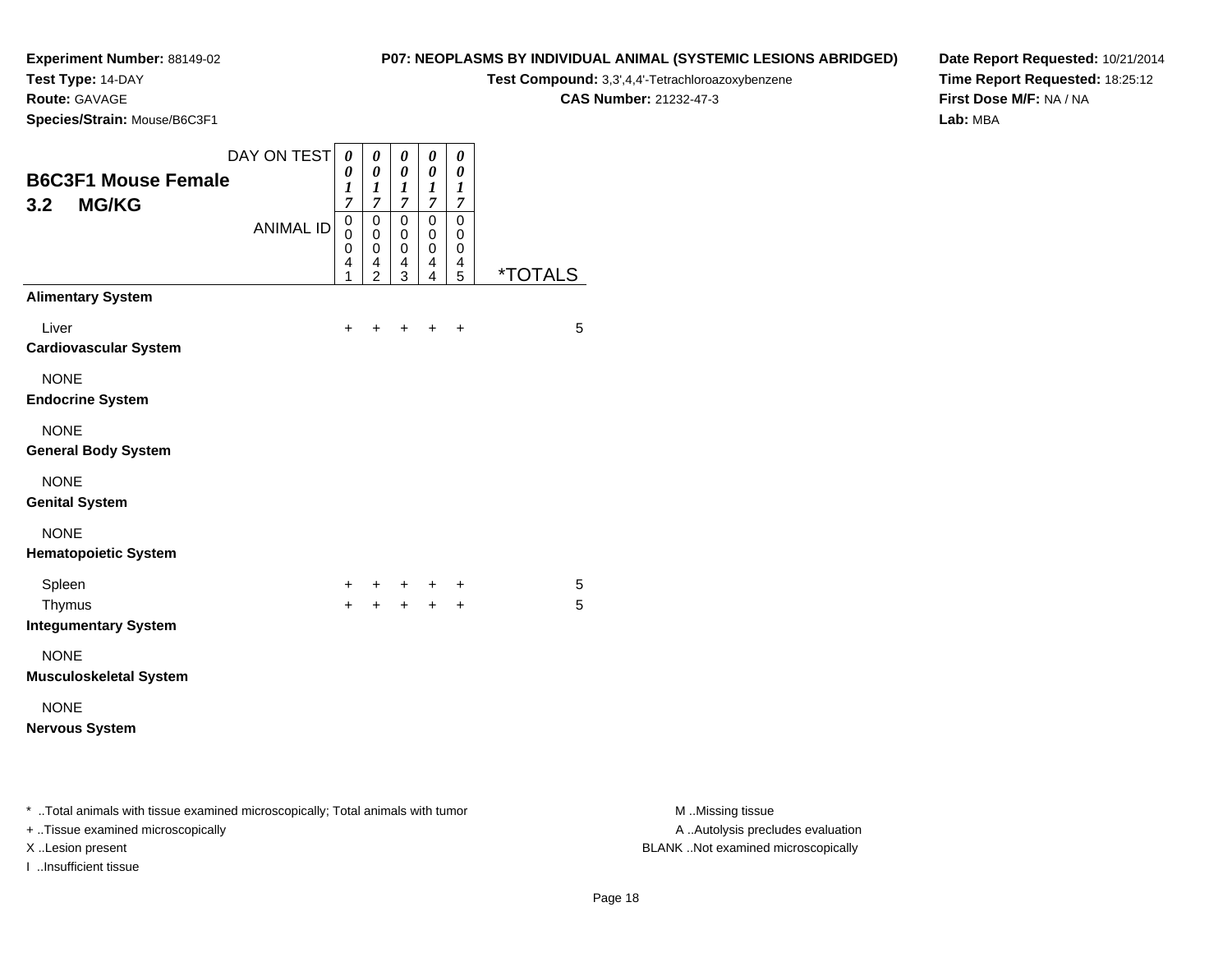**Experiment Number:** 88149-02
**Test Type:** 14-DAY
**Route:** GAVAGE
**Species/Strain:** Mouse/B6C3F1

**P07: NEOPLASMS BY INDIVIDUAL ANIMAL (SYSTEMIC LESIONS ABRIDGED)**
**Test Compound:** 3,3',4,4'-Tetrachloroazoxybenzene
**CAS Number:** 21232-47-3

**Date Report Requested:** 10/21/2014
**Time Report Requested:** 18:25:12
**First Dose M/F:** NA / NA
**Lab:** MBA

## B6C3F1 Mouse Female
## 3.2 MG/KG

| DAY ON TEST | 0017 | 0017 | 0017 | 0017 | 0017 | |
|---|---|---|---|---|---|---|
| ANIMAL ID | 00041 | 00042 | 00043 | 00044 | 00045 | *TOTALS |
| **Alimentary System** | | | | | | |
| Liver | + | + | + | + | + | 5 |
| **Cardiovascular System** | | | | | | |
| NONE | | | | | | |
| **Endocrine System** | | | | | | |
| NONE | | | | | | |
| **General Body System** | | | | | | |
| NONE | | | | | | |
| **Genital System** | | | | | | |
| NONE | | | | | | |
| **Hematopoietic System** | | | | | | |
| Spleen | + | + | + | + | + | 5 |
| Thymus | + | + | + | + | + | 5 |
| **Integumentary System** | | | | | | |
| NONE | | | | | | |
| **Musculoskeletal System** | | | | | | |
| NONE | | | | | | |
| **Nervous System** | | | | | | |

* ..Total animals with tissue examined microscopically; Total animals with tumor
+ ..Tissue examined microscopically
X ..Lesion present
I ..Insufficient tissue

M ..Missing tissue
A ..Autolysis precludes evaluation
BLANK ..Not examined microscopically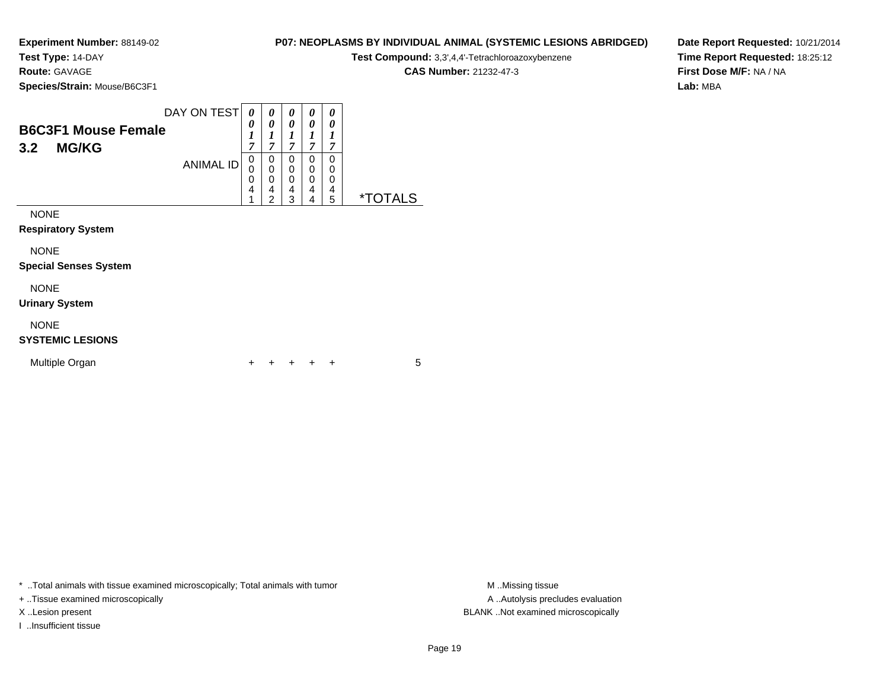**Experiment Number:** 88149-02
**Test Type:** 14-DAY
**Route:** GAVAGE
**Species/Strain:** Mouse/B6C3F1

**P07: NEOPLASMS BY INDIVIDUAL ANIMAL (SYSTEMIC LESIONS ABRIDGED)**
**Test Compound:** 3,3',4,4'-Tetrachloroazoxybenzene
**CAS Number:** 21232-47-3

**Date Report Requested:** 10/21/2014
**Time Report Requested:** 18:25:12
**First Dose M/F:** NA / NA
**Lab:** MBA

## B6C3F1 Mouse Female
## 3.2 MG/KG

| DAY ON TEST | 0017 | 0017 | 0017 | 0017 | 0017 | |
|---|---|---|---|---|---|---|
| ANIMAL ID | 00041 | 00042 | 00043 | 00044 | 00045 | *TOTALS |
| NONE | | | | | | |
| **Respiratory System** | | | | | | |
| NONE | | | | | | |
| **Special Senses System** | | | | | | |
| NONE | | | | | | |
| **Urinary System** | | | | | | |
| NONE | | | | | | |
| **SYSTEMIC LESIONS** | | | | | | |
| Multiple Organ | + | + | + | + | + | 5 |

* ..Total animals with tissue examined microscopically; Total animals with tumor
+ ..Tissue examined microscopically
X ..Lesion present
I ..Insufficient tissue

M ..Missing tissue
A ..Autolysis precludes evaluation
BLANK ..Not examined microscopically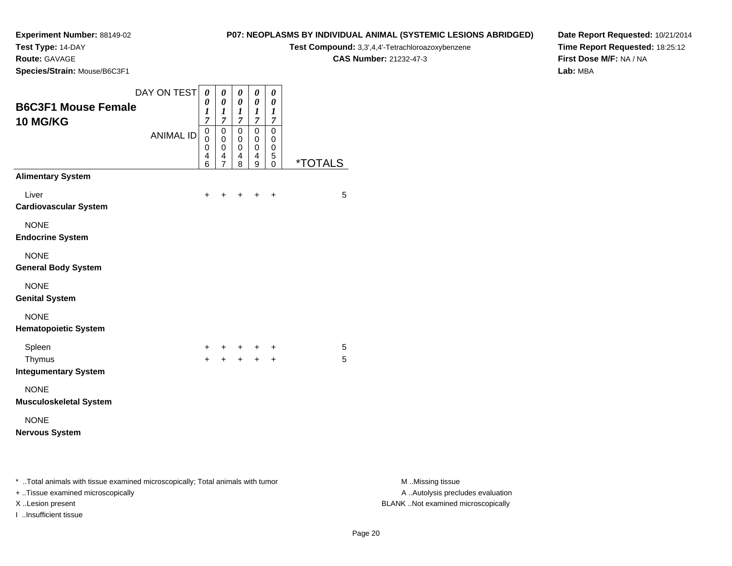**Experiment Number:** 88149-02
**Test Type:** 14-DAY
**Route:** GAVAGE
**Species/Strain:** Mouse/B6C3F1

**P07: NEOPLASMS BY INDIVIDUAL ANIMAL (SYSTEMIC LESIONS ABRIDGED)**
**Test Compound:** 3,3',4,4'-Tetrachloroazoxybenzene
**CAS Number:** 21232-47-3

**Date Report Requested:** 10/21/2014
**Time Report Requested:** 18:25:12
**First Dose M/F:** NA / NA
**Lab:** MBA

## B6C3F1 Mouse Female 10 MG/KG

| DAY ON TEST | 0017 | 0017 | 0017 | 0017 | 0017 | |
|---|---|---|---|---|---|---|
| ANIMAL ID | 00046 | 00047 | 00048 | 00049 | 00050 | *TOTALS |
| **Alimentary System** | | | | | | |
| Liver | + | + | + | + | + | 5 |
| **Cardiovascular System** | | | | | | |
| NONE | | | | | | |
| **Endocrine System** | | | | | | |
| NONE | | | | | | |
| **General Body System** | | | | | | |
| NONE | | | | | | |
| **Genital System** | | | | | | |
| NONE | | | | | | |
| **Hematopoietic System** | | | | | | |
| Spleen | + | + | + | + | + | 5 |
| Thymus | + | + | + | + | + | 5 |
| **Integumentary System** | | | | | | |
| NONE | | | | | | |
| **Musculoskeletal System** | | | | | | |
| NONE | | | | | | |
| **Nervous System** | | | | | | |

* ..Total animals with tissue examined microscopically; Total animals with tumor
+ ..Tissue examined microscopically
X ..Lesion present
I ..Insufficient tissue

M ..Missing tissue
A ..Autolysis precludes evaluation
BLANK ..Not examined microscopically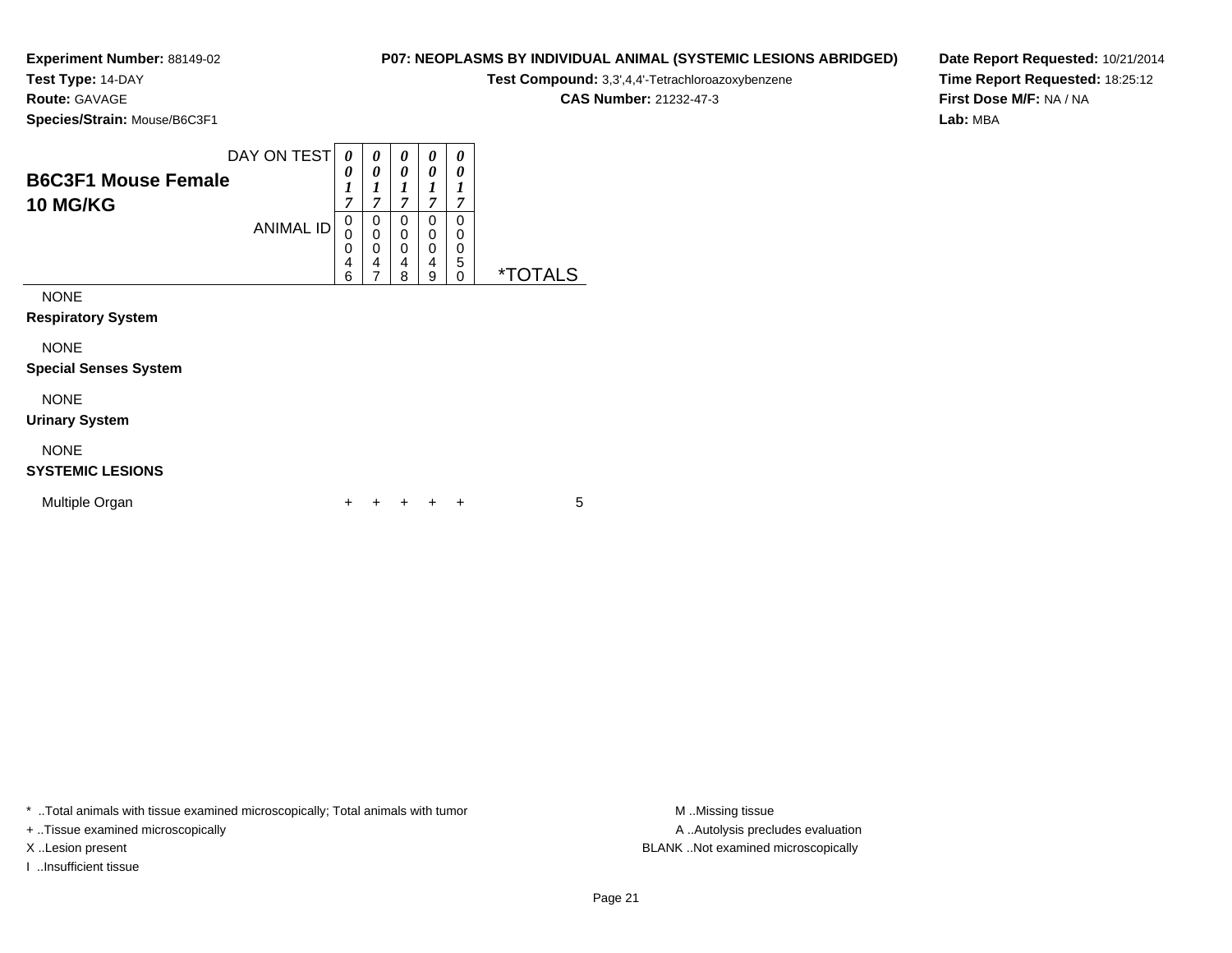**Experiment Number:** 88149-02
**Test Type:** 14-DAY
**Route:** GAVAGE
**Species/Strain:** Mouse/B6C3F1

**P07: NEOPLASMS BY INDIVIDUAL ANIMAL (SYSTEMIC LESIONS ABRIDGED)**
**Test Compound:** 3,3',4,4'-Tetrachloroazoxybenzene
**CAS Number:** 21232-47-3

**Date Report Requested:** 10/21/2014
**Time Report Requested:** 18:25:12
**First Dose M/F:** NA / NA
**Lab:** MBA

## B6C3F1 Mouse Female 10 MG/KG

| DAY ON TEST | 0017 | 0017 | 0017 | 0017 | 0017 | |
|---|---|---|---|---|---|---|
| ANIMAL ID | 00046 | 00047 | 00048 | 00049 | 00050 | *TOTALS |
| NONE | | | | | | |
| **Respiratory System** | | | | | | |
| NONE | | | | | | |
| **Special Senses System** | | | | | | |
| NONE | | | | | | |
| **Urinary System** | | | | | | |
| NONE | | | | | | |
| **SYSTEMIC LESIONS** | | | | | | |
| Multiple Organ | + | + | + | + | + | 5 |

* ..Total animals with tissue examined microscopically; Total animals with tumor
+ ..Tissue examined microscopically
X ..Lesion present
I ..Insufficient tissue

M ..Missing tissue
A ..Autolysis precludes evaluation
BLANK ..Not examined microscopically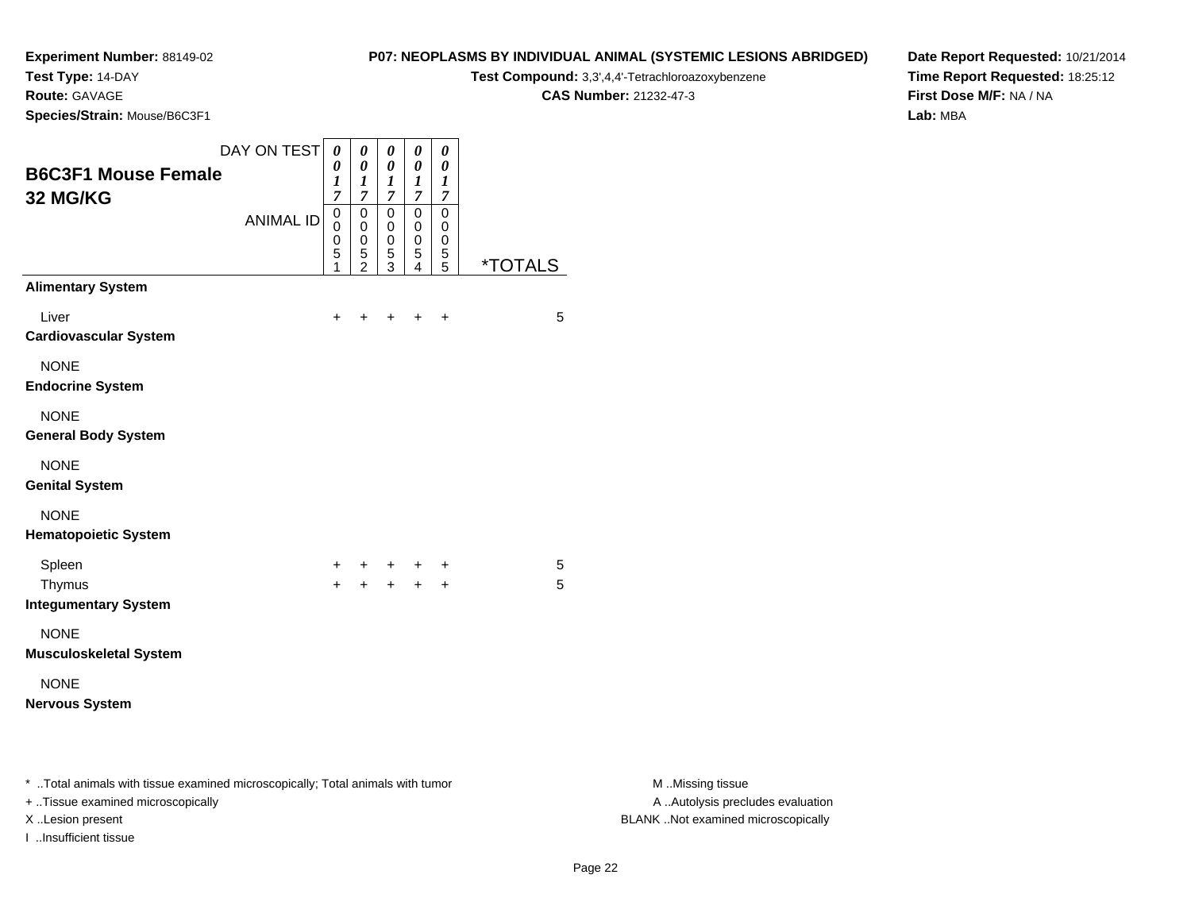**Experiment Number:** 88149-02
**Test Type:** 14-DAY
**Route:** GAVAGE
**Species/Strain:** Mouse/B6C3F1

**P07: NEOPLASMS BY INDIVIDUAL ANIMAL (SYSTEMIC LESIONS ABRIDGED)**
**Test Compound:** 3,3',4,4'-Tetrachloroazoxybenzene
**CAS Number:** 21232-47-3

**Date Report Requested:** 10/21/2014
**Time Report Requested:** 18:25:12
**First Dose M/F:** NA / NA
**Lab:** MBA

## B6C3F1 Mouse Female 32 MG/KG

| DAY ON TEST | 0017 | 0017 | 0017 | 0017 | 0017 | |
|---|---|---|---|---|---|---|
| ANIMAL ID | 00051 | 00052 | 00053 | 00054 | 00055 | *TOTALS |
| **Alimentary System** | | | | | | |
| Liver | + | + | + | + | + | 5 |
| **Cardiovascular System** | | | | | | |
| NONE | | | | | | |
| **Endocrine System** | | | | | | |
| NONE | | | | | | |
| **General Body System** | | | | | | |
| NONE | | | | | | |
| **Genital System** | | | | | | |
| NONE | | | | | | |
| **Hematopoietic System** | | | | | | |
| Spleen | + | + | + | + | + | 5 |
| Thymus | + | + | + | + | + | 5 |
| **Integumentary System** | | | | | | |
| NONE | | | | | | |
| **Musculoskeletal System** | | | | | | |
| NONE | | | | | | |
| **Nervous System** | | | | | | |

* ..Total animals with tissue examined microscopically; Total animals with tumor
+ ..Tissue examined microscopically
X ..Lesion present
I ..Insufficient tissue

M ..Missing tissue
A ..Autolysis precludes evaluation
BLANK ..Not examined microscopically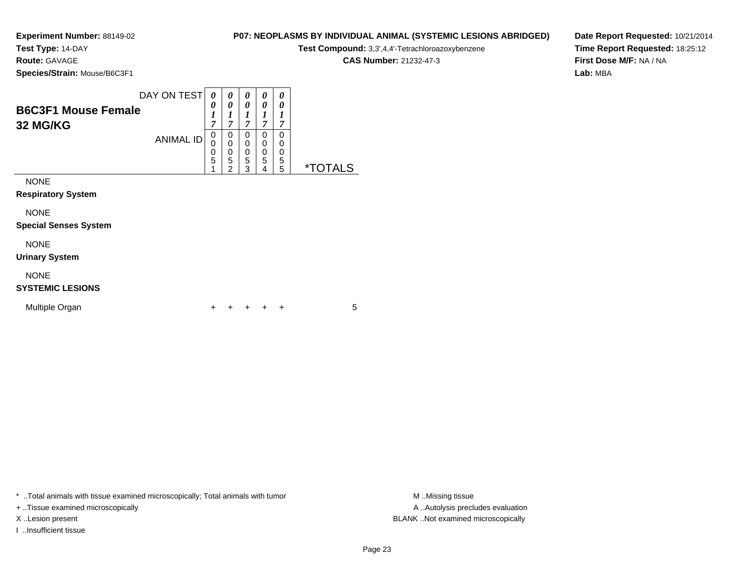**Experiment Number:** 88149-02
**Test Type:** 14-DAY
**Route:** GAVAGE
**Species/Strain:** Mouse/B6C3F1

**P07: NEOPLASMS BY INDIVIDUAL ANIMAL (SYSTEMIC LESIONS ABRIDGED)**
**Test Compound:** 3,3',4,4'-Tetrachloroazoxybenzene
**CAS Number:** 21232-47-3

**Date Report Requested:** 10/21/2014
**Time Report Requested:** 18:25:12
**First Dose M/F:** NA / NA
**Lab:** MBA

| B6C3F1 Mouse Female 32 MG/KG | | | | | | |
|---|---|---|---|---|---|---|
| DAY ON TEST | 0017 | 0017 | 0017 | 0017 | 0017 | |
| ANIMAL ID | 00051 | 00052 | 00053 | 00054 | 00055 | *TOTALS |
| NONE | | | | | | |
| **Respiratory System** | | | | | | |
| NONE | | | | | | |
| **Special Senses System** | | | | | | |
| NONE | | | | | | |
| **Urinary System** | | | | | | |
| NONE | | | | | | |
| **SYSTEMIC LESIONS** | | | | | | |
| Multiple Organ | + | + | + | + | + | 5 |

* ..Total animals with tissue examined microscopically; Total animals with tumor
+ ..Tissue examined microscopically
X ..Lesion present
I ..Insufficient tissue

M ..Missing tissue
A ..Autolysis precludes evaluation
BLANK ..Not examined microscopically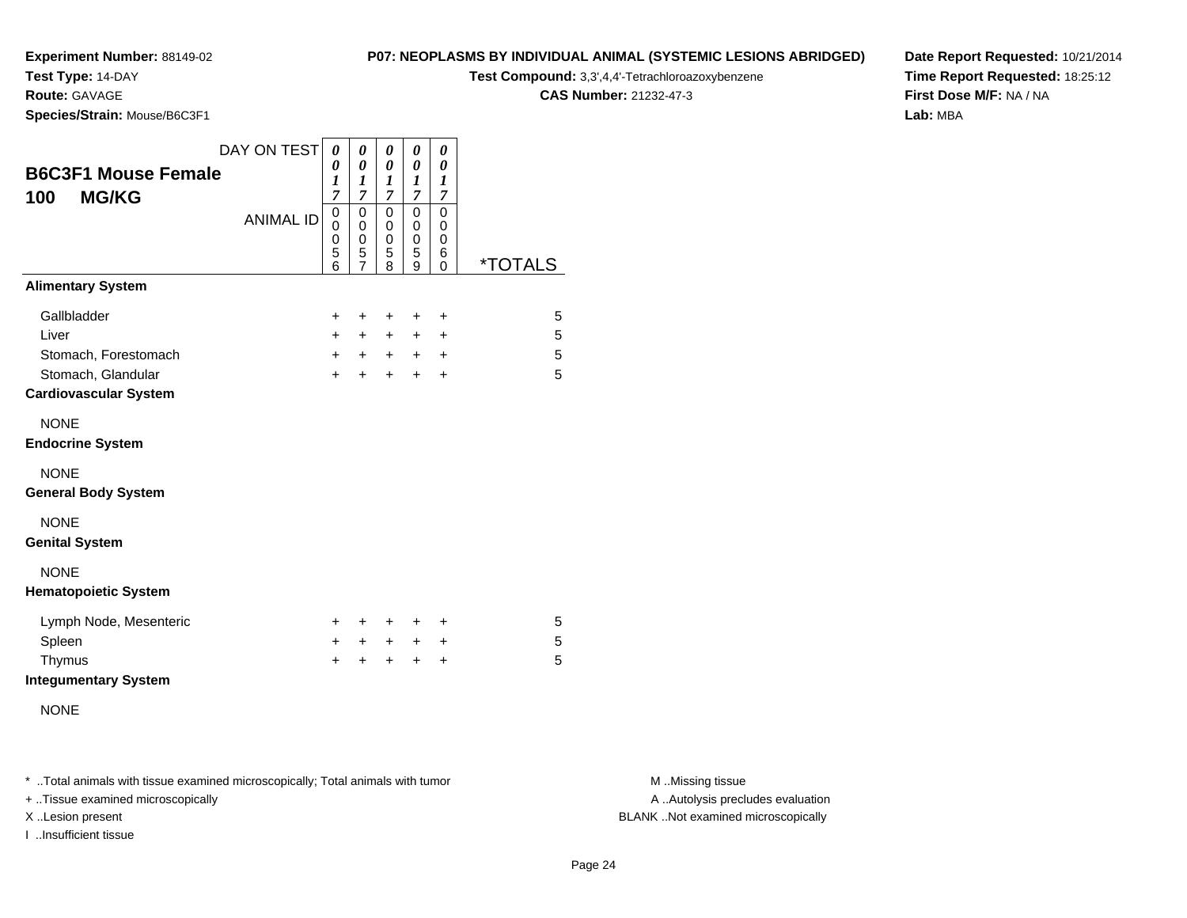**Experiment Number:** 88149-02
**Test Type:** 14-DAY
**Route:** GAVAGE
**Species/Strain:** Mouse/B6C3F1

**P07: NEOPLASMS BY INDIVIDUAL ANIMAL (SYSTEMIC LESIONS ABRIDGED)**
**Test Compound:** 3,3',4,4'-Tetrachloroazoxybenzene
**CAS Number:** 21232-47-3

**Date Report Requested:** 10/21/2014
**Time Report Requested:** 18:25:12
**First Dose M/F:** NA / NA
**Lab:** MBA

## B6C3F1 Mouse Female
## 100 MG/KG

| DAY ON TEST | 0017 | 0017 | 0017 | 0017 | 0017 | |
|---|---|---|---|---|---|---|
| ANIMAL ID | 00056 | 00057 | 00058 | 00059 | 00060 | *TOTALS |
| **Alimentary System** | | | | | | |
| Gallbladder | + | + | + | + | + | 5 |
| Liver | + | + | + | + | + | 5 |
| Stomach, Forestomach | + | + | + | + | + | 5 |
| Stomach, Glandular | + | + | + | + | + | 5 |
| **Cardiovascular System** | | | | | | |
| NONE | | | | | | |
| **Endocrine System** | | | | | | |
| NONE | | | | | | |
| **General Body System** | | | | | | |
| NONE | | | | | | |
| **Genital System** | | | | | | |
| NONE | | | | | | |
| **Hematopoietic System** | | | | | | |
| Lymph Node, Mesenteric | + | + | + | + | + | 5 |
| Spleen | + | + | + | + | + | 5 |
| Thymus | + | + | + | + | + | 5 |
| **Integumentary System** | | | | | | |
| NONE | | | | | | |

* ..Total animals with tissue examined microscopically; Total animals with tumor
+ ..Tissue examined microscopically
X ..Lesion present
I ..Insufficient tissue

M ..Missing tissue
A ..Autolysis precludes evaluation
BLANK ..Not examined microscopically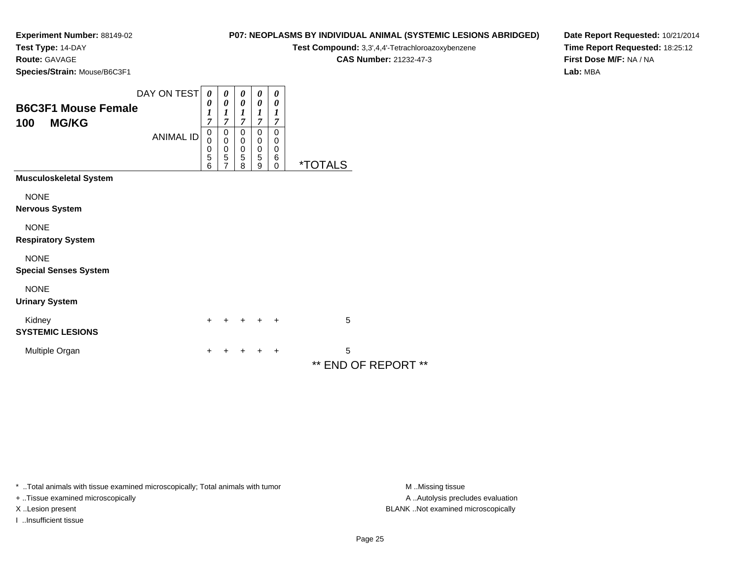**Experiment Number:** 88149-02
**Test Type:** 14-DAY
**Route:** GAVAGE
**Species/Strain:** Mouse/B6C3F1

**P07: NEOPLASMS BY INDIVIDUAL ANIMAL (SYSTEMIC LESIONS ABRIDGED)**
**Test Compound:** 3,3',4,4'-Tetrachloroazoxybenzene
**CAS Number:** 21232-47-3

**Date Report Requested:** 10/21/2014
**Time Report Requested:** 18:25:12
**First Dose M/F:** NA / NA
**Lab:** MBA

**B6C3F1 Mouse Female**
**100 MG/KG**

| DAY ON TEST | 0017 | 0017 | 0017 | 0017 | 0017 | |
|---|---|---|---|---|---|---|
| ANIMAL ID | 00056 | 00057 | 00058 | 00059 | 00060 | *TOTALS |
| **Musculoskeletal System** | | | | | | |
| NONE | | | | | | |
| **Nervous System** | | | | | | |
| NONE | | | | | | |
| **Respiratory System** | | | | | | |
| NONE | | | | | | |
| **Special Senses System** | | | | | | |
| NONE | | | | | | |
| **Urinary System** | | | | | | |
| Kidney | + | + | + | + | + | 5 |
| **SYSTEMIC LESIONS** | | | | | | |
| Multiple Organ | + | + | + | + | + | 5 |

** END OF REPORT **

* ..Total animals with tissue examined microscopically; Total animals with tumor
+ ..Tissue examined microscopically
X ..Lesion present
I ..Insufficient tissue

M ..Missing tissue
A ..Autolysis precludes evaluation
BLANK ..Not examined microscopically